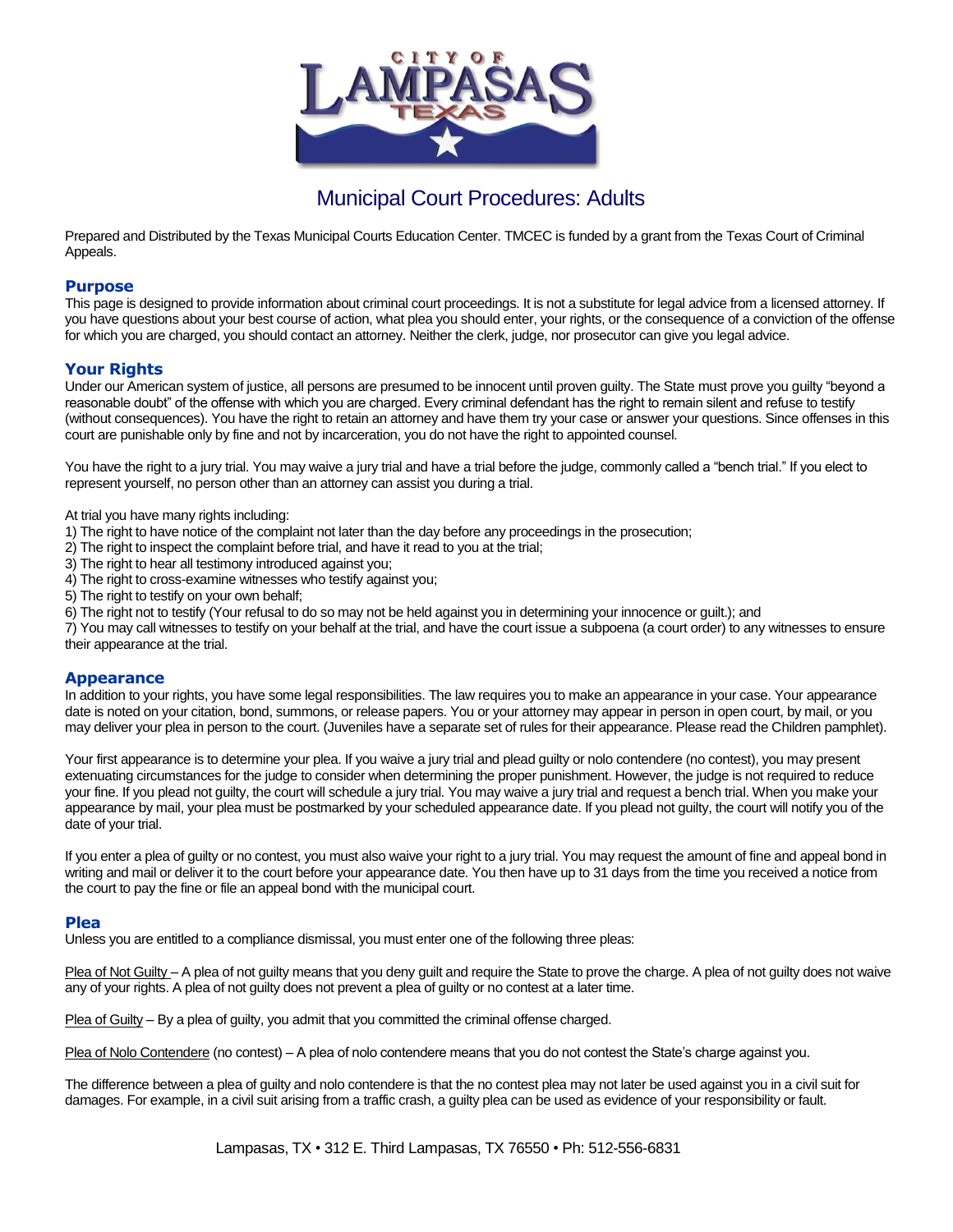# Municipal Court Procedures: Adults

Prepared and Distributed by the Texas Municipal Courts Education Center. TMCEC is funded by a grant from the Texas Court of Criminal Appeals.

## Purpose

This page is designed to provide information about criminal court proceedings. It is not a substitute for legal advice from a licensed attorney. If you have questions about your best course of action, what plea you should enter, your rights, or the consequence of a conviction of the offense for which you are charged, you should contact an attorney. Neither the clerk, judge, nor prosecutor can give you legal advice.

## Your Rights

Under our American system of justice, all persons are presumed to be innocent until proven guilty. The State must prove you guilty "beyond a reasonable doubt" of the offense with which you are charged. Every criminal defendant has the right to remain silent and refuse to testify (without consequences). You have the right to retain an attorney and have them try your case or answer your questions. Since offenses in this court are punishable only by fine and not by incarceration, you do not have the right to appointed counsel.

You have the right to a jury trial. You may waive a jury trial and have a trial before the judge, commonly called a "bench trial." If you elect to represent yourself, no person other than an attorney can assist you during a trial.

At trial you have many rights including:

1) The right to have notice of the complaint not later than the day before any proceedings in the prosecution;
2) The right to inspect the complaint before trial, and have it read to you at the trial;
3) The right to hear all testimony introduced against you;
4) The right to cross-examine witnesses who testify against you;
5) The right to testify on your own behalf;
6) The right not to testify (Your refusal to do so may not be held against you in determining your innocence or guilt.); and
7) You may call witnesses to testify on your behalf at the trial, and have the court issue a subpoena (a court order) to any witnesses to ensure their appearance at the trial.

## Appearance

In addition to your rights, you have some legal responsibilities. The law requires you to make an appearance in your case. Your appearance date is noted on your citation, bond, summons, or release papers. You or your attorney may appear in person in open court, by mail, or you may deliver your plea in person to the court. (Juveniles have a separate set of rules for their appearance. Please read the Children pamphlet).

Your first appearance is to determine your plea. If you waive a jury trial and plead guilty or nolo contendere (no contest), you may present extenuating circumstances for the judge to consider when determining the proper punishment. However, the judge is not required to reduce your fine. If you plead not guilty, the court will schedule a jury trial. You may waive a jury trial and request a bench trial. When you make your appearance by mail, your plea must be postmarked by your scheduled appearance date. If you plead not guilty, the court will notify you of the date of your trial.

If you enter a plea of guilty or no contest, you must also waive your right to a jury trial. You may request the amount of fine and appeal bond in writing and mail or deliver it to the court before your appearance date. You then have up to 31 days from the time you received a notice from the court to pay the fine or file an appeal bond with the municipal court.

## Plea

Unless you are entitled to a compliance dismissal, you must enter one of the following three pleas:

Plea of Not Guilty – A plea of not guilty means that you deny guilt and require the State to prove the charge. A plea of not guilty does not waive any of your rights. A plea of not guilty does not prevent a plea of guilty or no contest at a later time.

Plea of Guilty – By a plea of guilty, you admit that you committed the criminal offense charged.

Plea of Nolo Contendere (no contest) – A plea of nolo contendere means that you do not contest the State's charge against you.

The difference between a plea of guilty and nolo contendere is that the no contest plea may not later be used against you in a civil suit for damages. For example, in a civil suit arising from a traffic crash, a guilty plea can be used as evidence of your responsibility or fault.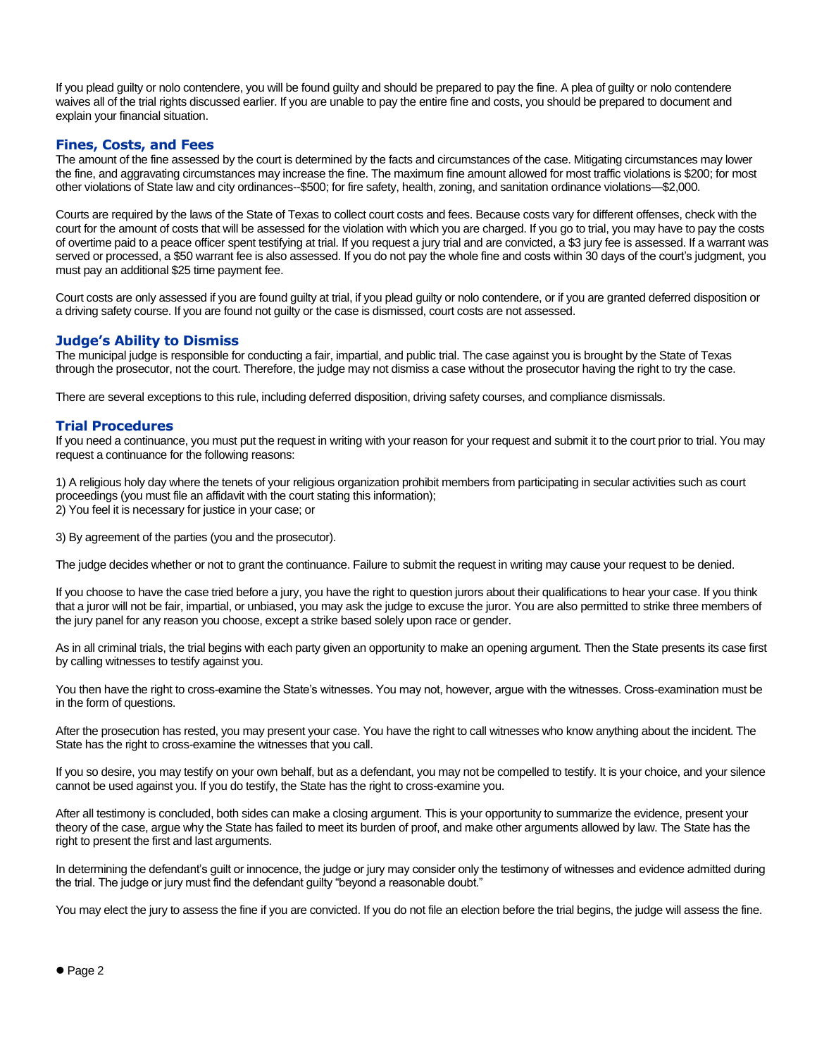If you plead guilty or nolo contendere, you will be found guilty and should be prepared to pay the fine. A plea of guilty or nolo contendere waives all of the trial rights discussed earlier. If you are unable to pay the entire fine and costs, you should be prepared to document and explain your financial situation.

## Fines, Costs, and Fees

The amount of the fine assessed by the court is determined by the facts and circumstances of the case. Mitigating circumstances may lower the fine, and aggravating circumstances may increase the fine. The maximum fine amount allowed for most traffic violations is $200; for most other violations of State law and city ordinances--$500; for fire safety, health, zoning, and sanitation ordinance violations—$2,000.

Courts are required by the laws of the State of Texas to collect court costs and fees. Because costs vary for different offenses, check with the court for the amount of costs that will be assessed for the violation with which you are charged. If you go to trial, you may have to pay the costs of overtime paid to a peace officer spent testifying at trial. If you request a jury trial and are convicted, a $3 jury fee is assessed. If a warrant was served or processed, a $50 warrant fee is also assessed. If you do not pay the whole fine and costs within 30 days of the court's judgment, you must pay an additional $25 time payment fee.

Court costs are only assessed if you are found guilty at trial, if you plead guilty or nolo contendere, or if you are granted deferred disposition or a driving safety course. If you are found not guilty or the case is dismissed, court costs are not assessed.

## Judge's Ability to Dismiss

The municipal judge is responsible for conducting a fair, impartial, and public trial. The case against you is brought by the State of Texas through the prosecutor, not the court. Therefore, the judge may not dismiss a case without the prosecutor having the right to try the case.

There are several exceptions to this rule, including deferred disposition, driving safety courses, and compliance dismissals.

## Trial Procedures

If you need a continuance, you must put the request in writing with your reason for your request and submit it to the court prior to trial. You may request a continuance for the following reasons:

1) A religious holy day where the tenets of your religious organization prohibit members from participating in secular activities such as court proceedings (you must file an affidavit with the court stating this information);
2) You feel it is necessary for justice in your case; or

3) By agreement of the parties (you and the prosecutor).

The judge decides whether or not to grant the continuance. Failure to submit the request in writing may cause your request to be denied.

If you choose to have the case tried before a jury, you have the right to question jurors about their qualifications to hear your case. If you think that a juror will not be fair, impartial, or unbiased, you may ask the judge to excuse the juror. You are also permitted to strike three members of the jury panel for any reason you choose, except a strike based solely upon race or gender.

As in all criminal trials, the trial begins with each party given an opportunity to make an opening argument. Then the State presents its case first by calling witnesses to testify against you.

You then have the right to cross-examine the State's witnesses. You may not, however, argue with the witnesses. Cross-examination must be in the form of questions.

After the prosecution has rested, you may present your case. You have the right to call witnesses who know anything about the incident. The State has the right to cross-examine the witnesses that you call.

If you so desire, you may testify on your own behalf, but as a defendant, you may not be compelled to testify. It is your choice, and your silence cannot be used against you. If you do testify, the State has the right to cross-examine you.

After all testimony is concluded, both sides can make a closing argument. This is your opportunity to summarize the evidence, present your theory of the case, argue why the State has failed to meet its burden of proof, and make other arguments allowed by law. The State has the right to present the first and last arguments.

In determining the defendant's guilt or innocence, the judge or jury may consider only the testimony of witnesses and evidence admitted during the trial. The judge or jury must find the defendant guilty "beyond a reasonable doubt."

You may elect the jury to assess the fine if you are convicted. If you do not file an election before the trial begins, the judge will assess the fine.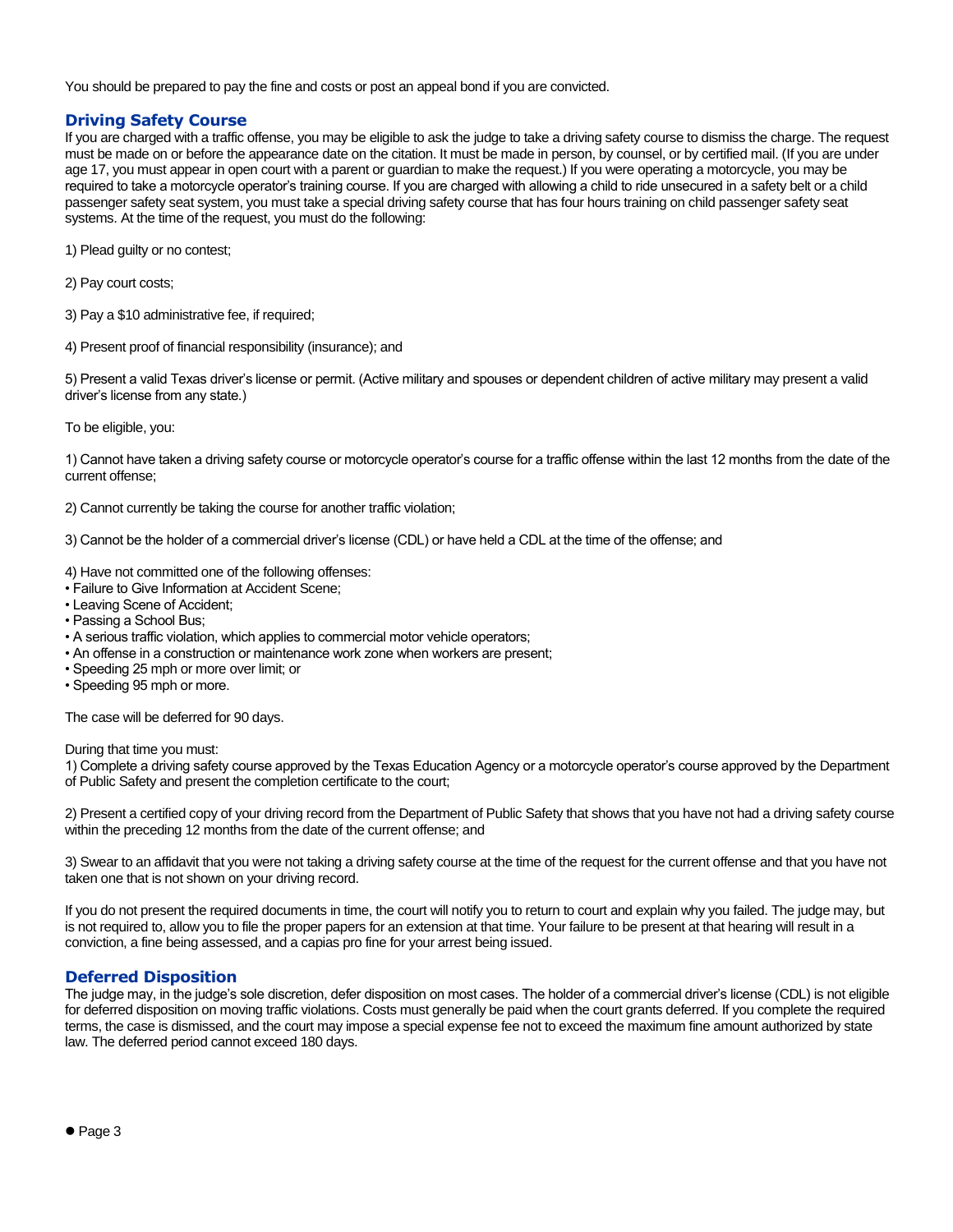You should be prepared to pay the fine and costs or post an appeal bond if you are convicted.

## Driving Safety Course

If you are charged with a traffic offense, you may be eligible to ask the judge to take a driving safety course to dismiss the charge. The request must be made on or before the appearance date on the citation. It must be made in person, by counsel, or by certified mail. (If you are under age 17, you must appear in open court with a parent or guardian to make the request.) If you were operating a motorcycle, you may be required to take a motorcycle operator's training course. If you are charged with allowing a child to ride unsecured in a safety belt or a child passenger safety seat system, you must take a special driving safety course that has four hours training on child passenger safety seat systems. At the time of the request, you must do the following:

1) Plead guilty or no contest;

2) Pay court costs;

3) Pay a $10 administrative fee, if required;

4) Present proof of financial responsibility (insurance); and

5) Present a valid Texas driver's license or permit. (Active military and spouses or dependent children of active military may present a valid driver's license from any state.)

To be eligible, you:

1) Cannot have taken a driving safety course or motorcycle operator's course for a traffic offense within the last 12 months from the date of the current offense;

2) Cannot currently be taking the course for another traffic violation;

3) Cannot be the holder of a commercial driver's license (CDL) or have held a CDL at the time of the offense; and

4) Have not committed one of the following offenses:
- Failure to Give Information at Accident Scene;
- Leaving Scene of Accident;
- Passing a School Bus;
- A serious traffic violation, which applies to commercial motor vehicle operators;
- An offense in a construction or maintenance work zone when workers are present;
- Speeding 25 mph or more over limit; or
- Speeding 95 mph or more.

The case will be deferred for 90 days.

During that time you must:

1) Complete a driving safety course approved by the Texas Education Agency or a motorcycle operator's course approved by the Department of Public Safety and present the completion certificate to the court;

2) Present a certified copy of your driving record from the Department of Public Safety that shows that you have not had a driving safety course within the preceding 12 months from the date of the current offense; and

3) Swear to an affidavit that you were not taking a driving safety course at the time of the request for the current offense and that you have not taken one that is not shown on your driving record.

If you do not present the required documents in time, the court will notify you to return to court and explain why you failed. The judge may, but is not required to, allow you to file the proper papers for an extension at that time. Your failure to be present at that hearing will result in a conviction, a fine being assessed, and a capias pro fine for your arrest being issued.

## Deferred Disposition

The judge may, in the judge's sole discretion, defer disposition on most cases. The holder of a commercial driver's license (CDL) is not eligible for deferred disposition on moving traffic violations. Costs must generally be paid when the court grants deferred. If you complete the required terms, the case is dismissed, and the court may impose a special expense fee not to exceed the maximum fine amount authorized by state law. The deferred period cannot exceed 180 days.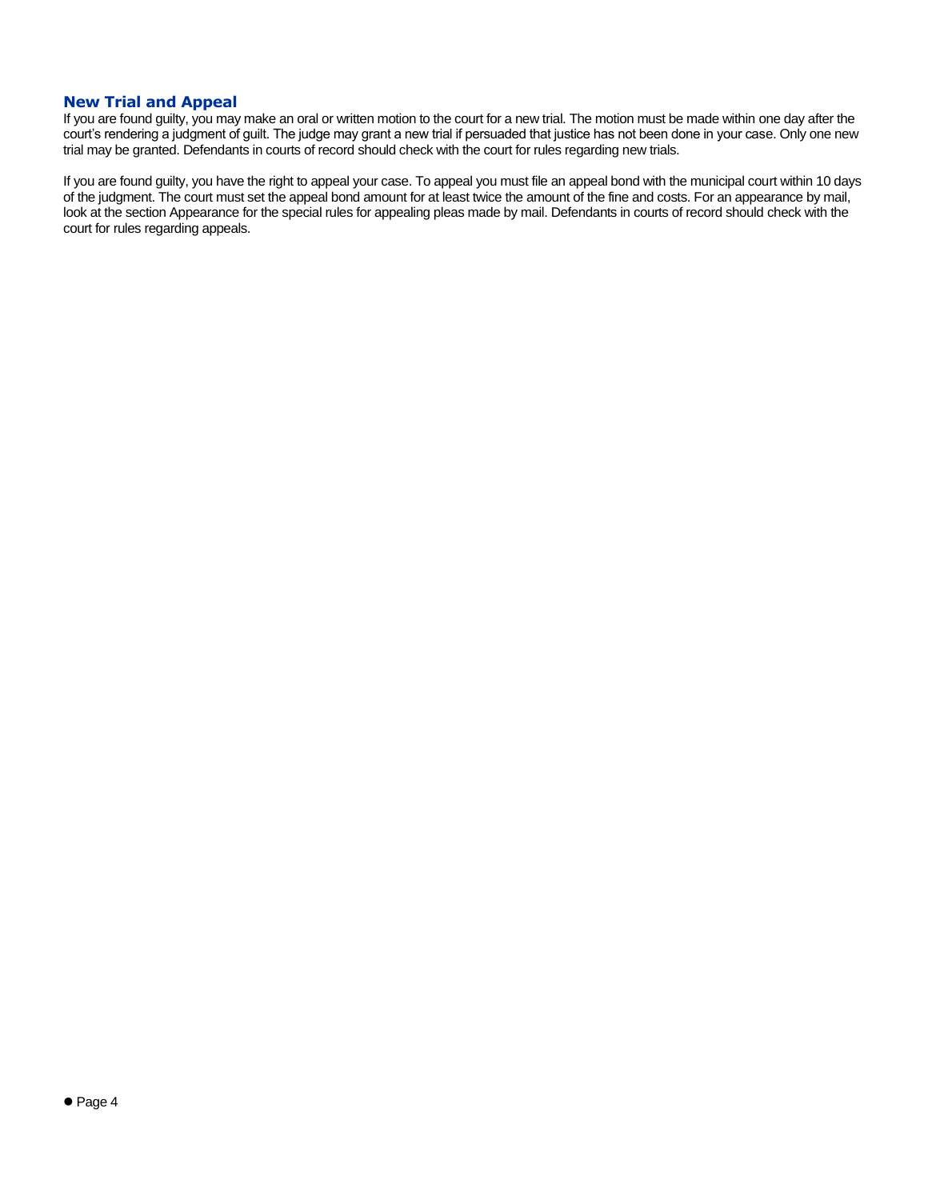## New Trial and Appeal

If you are found guilty, you may make an oral or written motion to the court for a new trial. The motion must be made within one day after the court's rendering a judgment of guilt. The judge may grant a new trial if persuaded that justice has not been done in your case. Only one new trial may be granted. Defendants in courts of record should check with the court for rules regarding new trials.

If you are found guilty, you have the right to appeal your case. To appeal you must file an appeal bond with the municipal court within 10 days of the judgment. The court must set the appeal bond amount for at least twice the amount of the fine and costs. For an appearance by mail, look at the section Appearance for the special rules for appealing pleas made by mail. Defendants in courts of record should check with the court for rules regarding appeals.